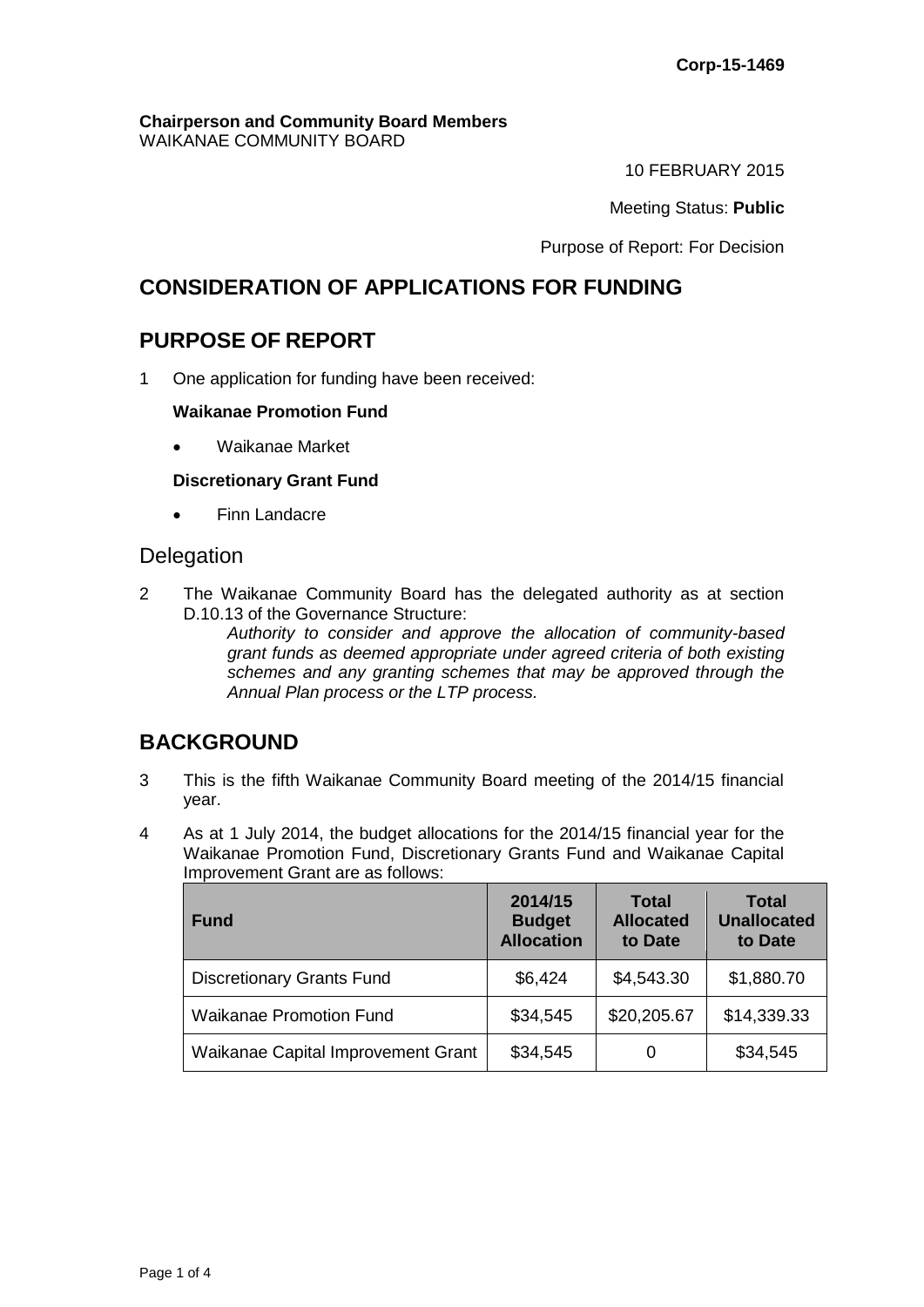**Corp-15-1469**

**Chairperson and Community Board Members**
WAIKANAE COMMUNITY BOARD

10 FEBRUARY 2015

Meeting Status: **Public**

Purpose of Report: For Decision

## CONSIDERATION OF APPLICATIONS FOR FUNDING

## PURPOSE OF REPORT

1 One application for funding have been received:

**Waikanae Promotion Fund**

- Waikanae Market

**Discretionary Grant Fund**

- Finn Landacre

### Delegation

2 The Waikanae Community Board has the delegated authority as at section D.10.13 of the Governance Structure:

*Authority to consider and approve the allocation of community-based grant funds as deemed appropriate under agreed criteria of both existing schemes and any granting schemes that may be approved through the Annual Plan process or the LTP process.*

## BACKGROUND

3 This is the fifth Waikanae Community Board meeting of the 2014/15 financial year.

4 As at 1 July 2014, the budget allocations for the 2014/15 financial year for the Waikanae Promotion Fund, Discretionary Grants Fund and Waikanae Capital Improvement Grant are as follows:

| Fund | 2014/15 Budget Allocation | Total Allocated to Date | Total Unallocated to Date |
|---|---|---|---|
| Discretionary Grants Fund | $6,424 | $4,543.30 | $1,880.70 |
| Waikanae Promotion Fund | $34,545 | $20,205.67 | $14,339.33 |
| Waikanae Capital Improvement Grant | $34,545 | 0 | $34,545 |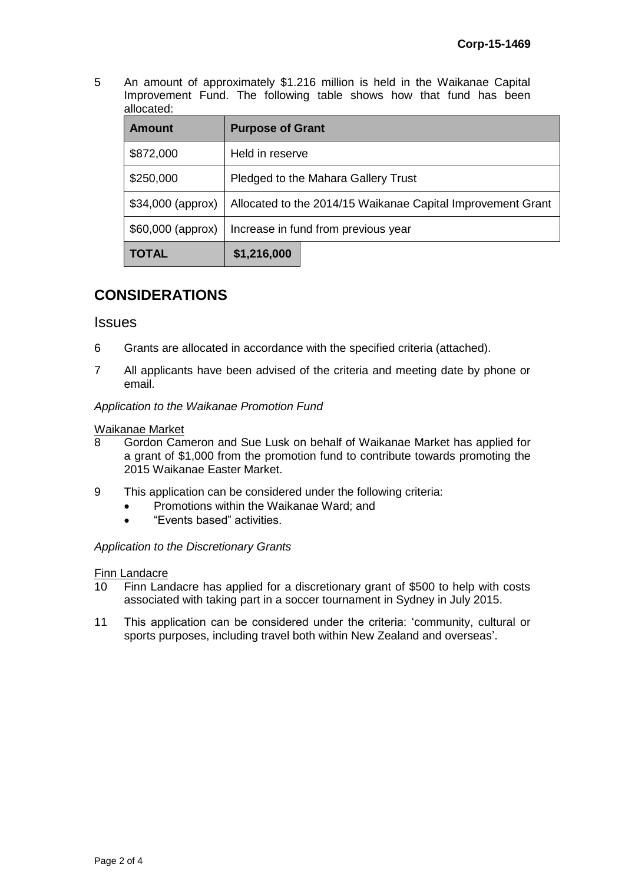5 An amount of approximately $1.216 million is held in the Waikanae Capital Improvement Fund. The following table shows how that fund has been allocated:

| Amount | Purpose of Grant |
|---|---|
| $872,000 | Held in reserve |
| $250,000 | Pledged to the Mahara Gallery Trust |
| $34,000 (approx) | Allocated to the 2014/15 Waikanae Capital Improvement Grant |
| $60,000 (approx) | Increase in fund from previous year |
| **TOTAL** | **$1,216,000** |

# CONSIDERATIONS

## Issues

6 Grants are allocated in accordance with the specified criteria (attached).

7 All applicants have been advised of the criteria and meeting date by phone or email.

*Application to the Waikanae Promotion Fund*

Waikanae Market

8 Gordon Cameron and Sue Lusk on behalf of Waikanae Market has applied for a grant of $1,000 from the promotion fund to contribute towards promoting the 2015 Waikanae Easter Market.

9 This application can be considered under the following criteria:
- Promotions within the Waikanae Ward; and
- "Events based" activities.

*Application to the Discretionary Grants*

Finn Landacre

10 Finn Landacre has applied for a discretionary grant of $500 to help with costs associated with taking part in a soccer tournament in Sydney in July 2015.

11 This application can be considered under the criteria: 'community, cultural or sports purposes, including travel both within New Zealand and overseas'.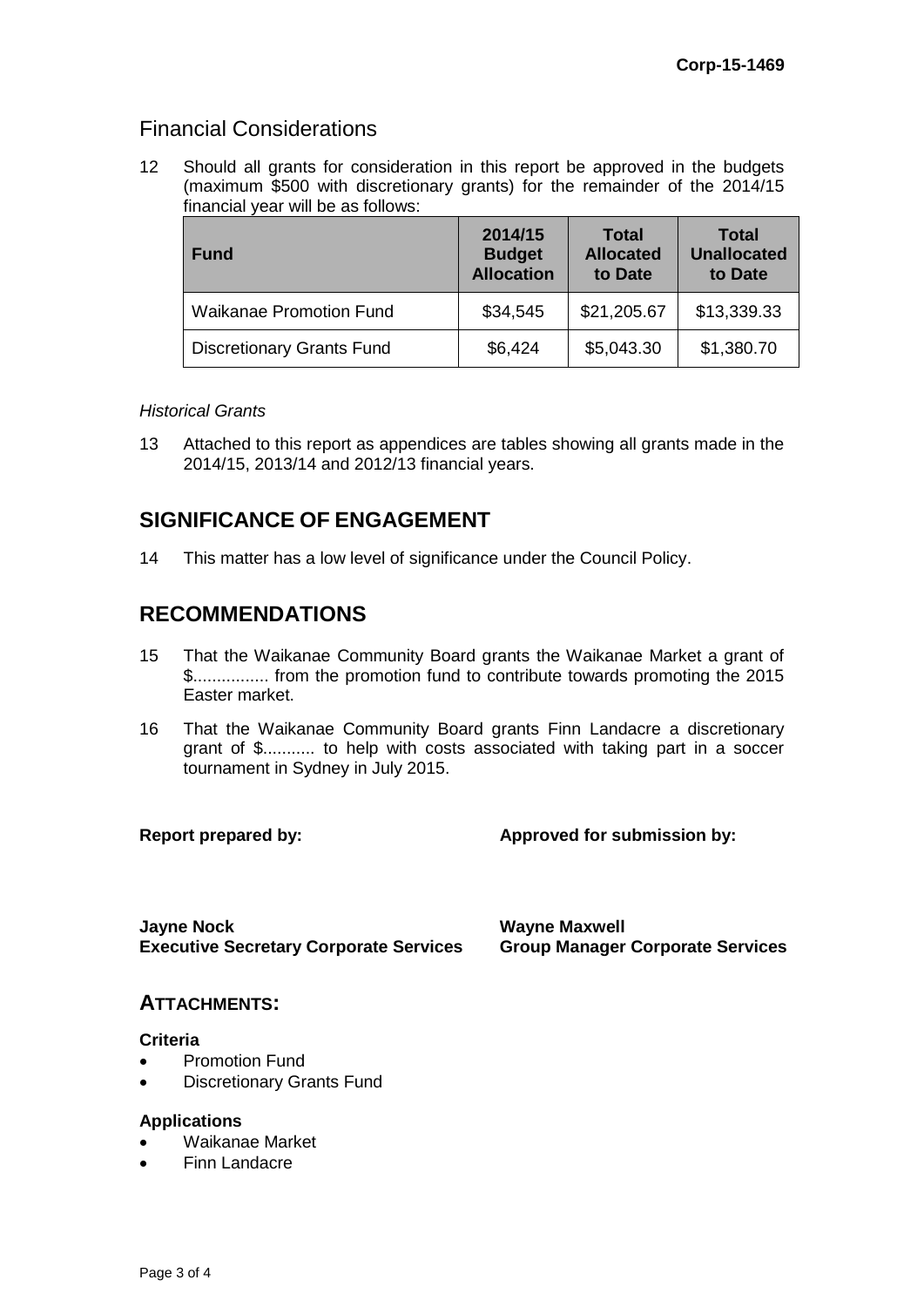## Financial Considerations

12 Should all grants for consideration in this report be approved in the budgets (maximum $500 with discretionary grants) for the remainder of the 2014/15 financial year will be as follows:

| Fund | 2014/15 Budget Allocation | Total Allocated to Date | Total Unallocated to Date |
|---|---|---|---|
| Waikanae Promotion Fund | $34,545 | $21,205.67 | $13,339.33 |
| Discretionary Grants Fund | $6,424 | $5,043.30 | $1,380.70 |

*Historical Grants*

13 Attached to this report as appendices are tables showing all grants made in the 2014/15, 2013/14 and 2012/13 financial years.

## SIGNIFICANCE OF ENGAGEMENT

14 This matter has a low level of significance under the Council Policy.

## RECOMMENDATIONS

15 That the Waikanae Community Board grants the Waikanae Market a grant of $................ from the promotion fund to contribute towards promoting the 2015 Easter market.

16 That the Waikanae Community Board grants Finn Landacre a discretionary grant of $........... to help with costs associated with taking part in a soccer tournament in Sydney in July 2015.

**Report prepared by:** | **Approved for submission by:**

**Jayne Nock**
**Executive Secretary Corporate Services**

**Wayne Maxwell**
**Group Manager Corporate Services**

## ATTACHMENTS:

**Criteria**

- Promotion Fund
- Discretionary Grants Fund

**Applications**

- Waikanae Market
- Finn Landacre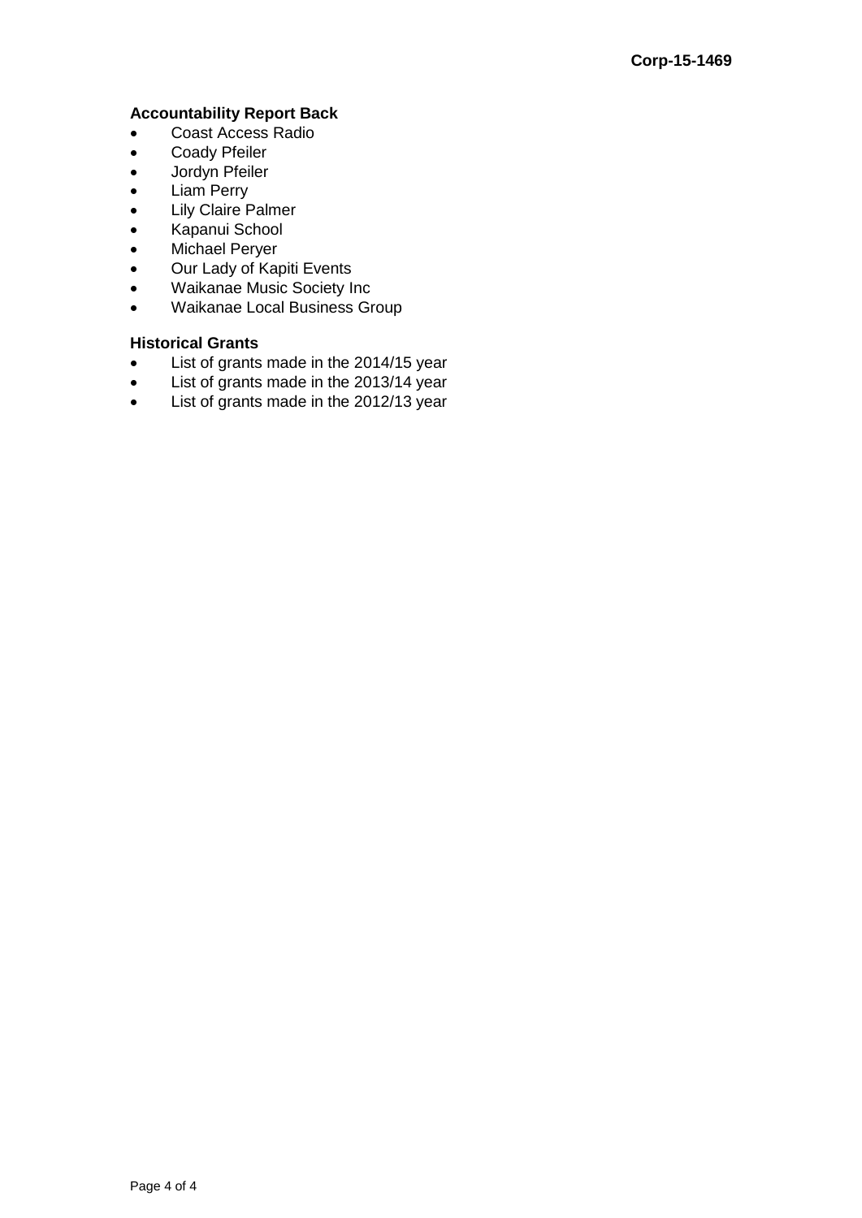**Accountability Report Back**

- Coast Access Radio
- Coady Pfeiler
- Jordyn Pfeiler
- Liam Perry
- Lily Claire Palmer
- Kapanui School
- Michael Peryer
- Our Lady of Kapiti Events
- Waikanae Music Society Inc
- Waikanae Local Business Group

**Historical Grants**

- List of grants made in the 2014/15 year
- List of grants made in the 2013/14 year
- List of grants made in the 2012/13 year